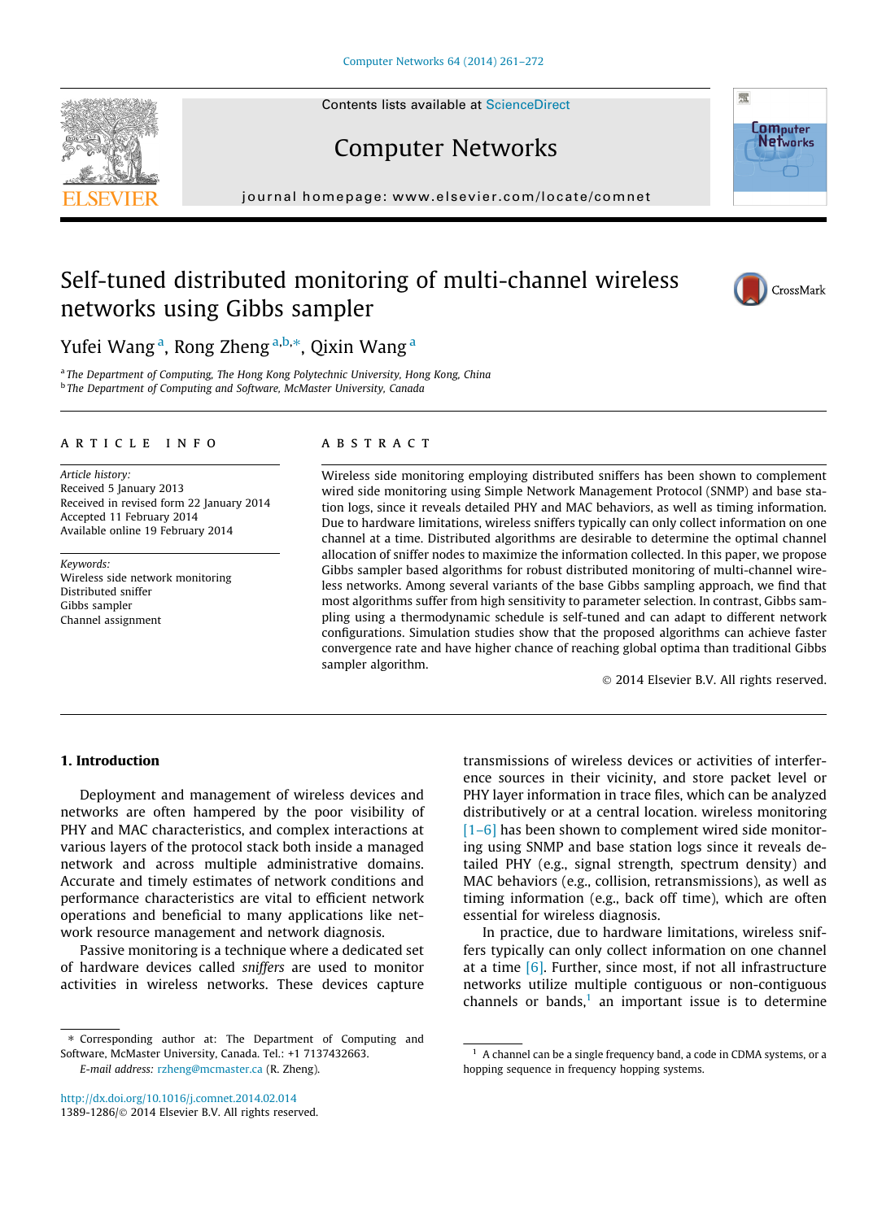# Self-tuned distributed monitoring of multi-channel wireless networks using Gibbs sampler

Yufei Wang [a], Rong Zheng [a,b,*], Qixin Wang [a]

[a] The Department of Computing, The Hong Kong Polytechnic University, Hong Kong, China
[b] The Department of Computing and Software, McMaster University, Canada

## ARTICLE INFO

*Article history:*
Received 5 January 2013
Received in revised form 22 January 2014
Accepted 11 February 2014
Available online 19 February 2014

*Keywords:*
Wireless side network monitoring
Distributed sniffer
Gibbs sampler
Channel assignment

## ABSTRACT

Wireless side monitoring employing distributed sniffers has been shown to complement wired side monitoring using Simple Network Management Protocol (SNMP) and base station logs, since it reveals detailed PHY and MAC behaviors, as well as timing information. Due to hardware limitations, wireless sniffers typically can only collect information on one channel at a time. Distributed algorithms are desirable to determine the optimal channel allocation of sniffer nodes to maximize the information collected. In this paper, we propose Gibbs sampler based algorithms for robust distributed monitoring of multi-channel wireless networks. Among several variants of the base Gibbs sampling approach, we find that most algorithms suffer from high sensitivity to parameter selection. In contrast, Gibbs sampling using a thermodynamic schedule is self-tuned and can adapt to different network configurations. Simulation studies show that the proposed algorithms can achieve faster convergence rate and have higher chance of reaching global optima than traditional Gibbs sampler algorithm.

© 2014 Elsevier B.V. All rights reserved.

## 1. Introduction

Deployment and management of wireless devices and networks are often hampered by the poor visibility of PHY and MAC characteristics, and complex interactions at various layers of the protocol stack both inside a managed network and across multiple administrative domains. Accurate and timely estimates of network conditions and performance characteristics are vital to efficient network operations and beneficial to many applications like network resource management and network diagnosis.

Passive monitoring is a technique where a dedicated set of hardware devices called *sniffers* are used to monitor activities in wireless networks. These devices capture transmissions of wireless devices or activities of interference sources in their vicinity, and store packet level or PHY layer information in trace files, which can be analyzed distributively or at a central location. wireless monitoring [1–6] has been shown to complement wired side monitoring using SNMP and base station logs since it reveals detailed PHY (e.g., signal strength, spectrum density) and MAC behaviors (e.g., collision, retransmissions), as well as timing information (e.g., back off time), which are often essential for wireless diagnosis.

In practice, due to hardware limitations, wireless sniffers typically can only collect information on one channel at a time [6]. Further, since most, if not all infrastructure networks utilize multiple contiguous or non-contiguous channels or bands,[1] an important issue is to determine

---

* Corresponding author at: The Department of Computing and Software, McMaster University, Canada. Tel.: +1 7137432663.
*E-mail address:* rzheng@mcmaster.ca (R. Zheng).

[1] A channel can be a single frequency band, a code in CDMA systems, or a hopping sequence in frequency hopping systems.

http://dx.doi.org/10.1016/j.comnet.2014.02.014
1389-1286/© 2014 Elsevier B.V. All rights reserved.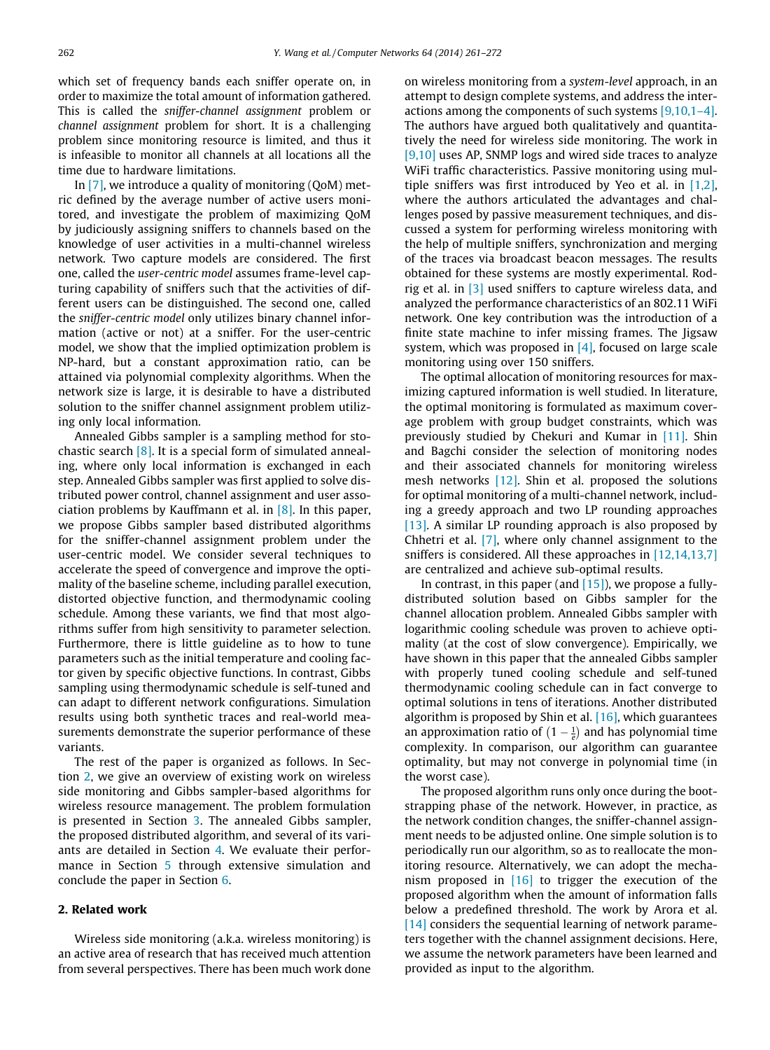which set of frequency bands each sniffer operate on, in order to maximize the total amount of information gathered. This is called the *sniffer-channel assignment* problem or *channel assignment* problem for short. It is a challenging problem since monitoring resource is limited, and thus it is infeasible to monitor all channels at all locations all the time due to hardware limitations.

In [7], we introduce a quality of monitoring (QoM) metric defined by the average number of active users monitored, and investigate the problem of maximizing QoM by judiciously assigning sniffers to channels based on the knowledge of user activities in a multi-channel wireless network. Two capture models are considered. The first one, called the *user-centric model* assumes frame-level capturing capability of sniffers such that the activities of different users can be distinguished. The second one, called the *sniffer-centric model* only utilizes binary channel information (active or not) at a sniffer. For the user-centric model, we show that the implied optimization problem is NP-hard, but a constant approximation ratio, can be attained via polynomial complexity algorithms. When the network size is large, it is desirable to have a distributed solution to the sniffer channel assignment problem utilizing only local information.

Annealed Gibbs sampler is a sampling method for stochastic search [8]. It is a special form of simulated annealing, where only local information is exchanged in each step. Annealed Gibbs sampler was first applied to solve distributed power control, channel assignment and user association problems by Kauffmann et al. in [8]. In this paper, we propose Gibbs sampler based distributed algorithms for the sniffer-channel assignment problem under the user-centric model. We consider several techniques to accelerate the speed of convergence and improve the optimality of the baseline scheme, including parallel execution, distorted objective function, and thermodynamic cooling schedule. Among these variants, we find that most algorithms suffer from high sensitivity to parameter selection. Furthermore, there is little guideline as to how to tune parameters such as the initial temperature and cooling factor given by specific objective functions. In contrast, Gibbs sampling using thermodynamic schedule is self-tuned and can adapt to different network configurations. Simulation results using both synthetic traces and real-world measurements demonstrate the superior performance of these variants.

The rest of the paper is organized as follows. In Section 2, we give an overview of existing work on wireless side monitoring and Gibbs sampler-based algorithms for wireless resource management. The problem formulation is presented in Section 3. The annealed Gibbs sampler, the proposed distributed algorithm, and several of its variants are detailed in Section 4. We evaluate their performance in Section 5 through extensive simulation and conclude the paper in Section 6.

## 2. Related work

Wireless side monitoring (a.k.a. wireless monitoring) is an active area of research that has received much attention from several perspectives. There has been much work done on wireless monitoring from a *system-level* approach, in an attempt to design complete systems, and address the interactions among the components of such systems [9,10,1–4]. The authors have argued both qualitatively and quantitatively the need for wireless side monitoring. The work in [9,10] uses AP, SNMP logs and wired side traces to analyze WiFi traffic characteristics. Passive monitoring using multiple sniffers was first introduced by Yeo et al. in [1,2], where the authors articulated the advantages and challenges posed by passive measurement techniques, and discussed a system for performing wireless monitoring with the help of multiple sniffers, synchronization and merging of the traces via broadcast beacon messages. The results obtained for these systems are mostly experimental. Rodrig et al. in [3] used sniffers to capture wireless data, and analyzed the performance characteristics of an 802.11 WiFi network. One key contribution was the introduction of a finite state machine to infer missing frames. The Jigsaw system, which was proposed in [4], focused on large scale monitoring using over 150 sniffers.

The optimal allocation of monitoring resources for maximizing captured information is well studied. In literature, the optimal monitoring is formulated as maximum coverage problem with group budget constraints, which was previously studied by Chekuri and Kumar in [11]. Shin and Bagchi consider the selection of monitoring nodes and their associated channels for monitoring wireless mesh networks [12]. Shin et al. proposed the solutions for optimal monitoring of a multi-channel network, including a greedy approach and two LP rounding approaches [13]. A similar LP rounding approach is also proposed by Chhetri et al. [7], where only channel assignment to the sniffers is considered. All these approaches in [12,14,13,7] are centralized and achieve sub-optimal results.

In contrast, in this paper (and [15]), we propose a fully-distributed solution based on Gibbs sampler for the channel allocation problem. Annealed Gibbs sampler with logarithmic cooling schedule was proven to achieve optimality (at the cost of slow convergence). Empirically, we have shown in this paper that the annealed Gibbs sampler with properly tuned cooling schedule and self-tuned thermodynamic cooling schedule can in fact converge to optimal solutions in tens of iterations. Another distributed algorithm is proposed by Shin et al. [16], which guarantees an approximation ratio of $(1 - \frac{1}{e})$ and has polynomial time complexity. In comparison, our algorithm can guarantee optimality, but may not converge in polynomial time (in the worst case).

The proposed algorithm runs only once during the bootstrapping phase of the network. However, in practice, as the network condition changes, the sniffer-channel assignment needs to be adjusted online. One simple solution is to periodically run our algorithm, so as to reallocate the monitoring resource. Alternatively, we can adopt the mechanism proposed in [16] to trigger the execution of the proposed algorithm when the amount of information falls below a predefined threshold. The work by Arora et al. [14] considers the sequential learning of network parameters together with the channel assignment decisions. Here, we assume the network parameters have been learned and provided as input to the algorithm.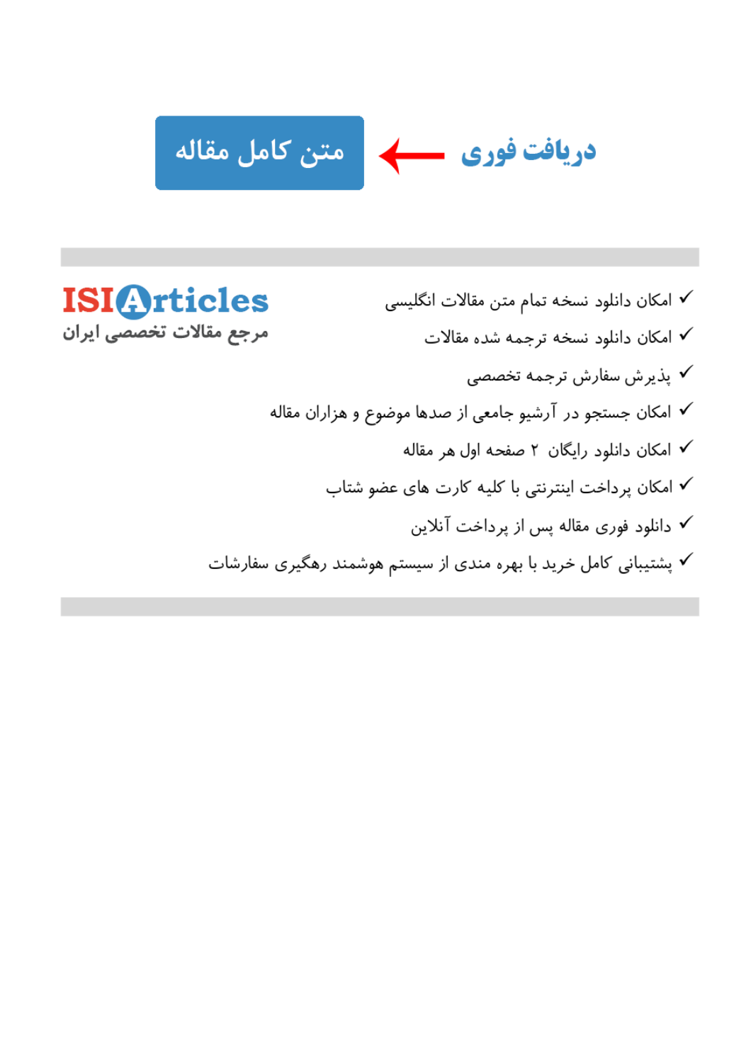دریافت فوری ← متن کامل مقاله

**ISIArticles**
مرجع مقالات تخصصی ایران

- ✓ امکان دانلود نسخه تمام متن مقالات انگلیسی
- ✓ امکان دانلود نسخه ترجمه شده مقالات
- ✓ پذیرش سفارش ترجمه تخصصی
- ✓ امکان جستجو در آرشیو جامعی از صدها موضوع و هزاران مقاله
- ✓ امکان دانلود رایگان ۲ صفحه اول هر مقاله
- ✓ امکان پرداخت اینترنتی با کلیه کارت های عضو شتاب
- ✓ دانلود فوری مقاله پس از پرداخت آنلاین
- ✓ پشتیبانی کامل خرید با بهره مندی از سیستم هوشمند رهگیری سفارشات